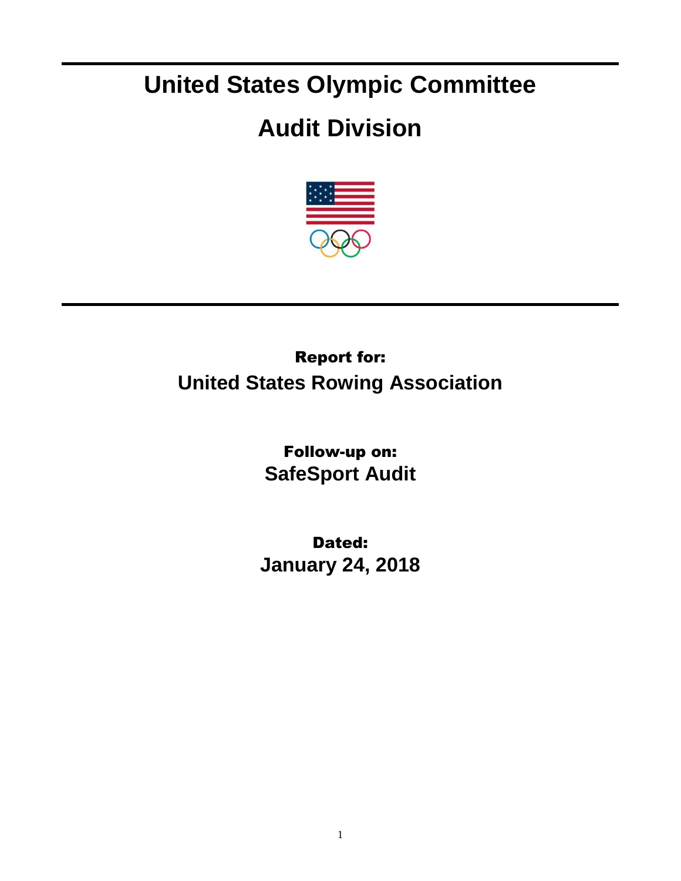# United States Olympic Committee

# Audit Division

**Report for:**

## United States Rowing Association

**Follow-up on:**

## SafeSport Audit

**Dated:**

## January 24, 2018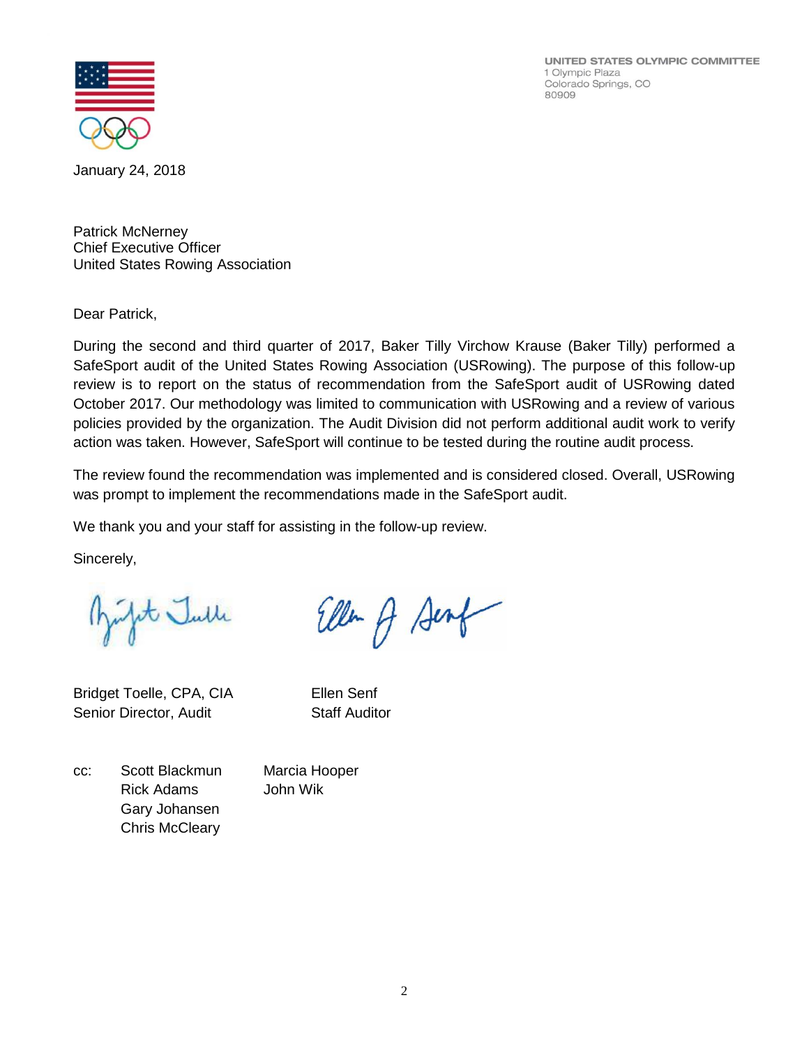UNITED STATES OLYMPIC COMMITTEE
1 Olympic Plaza
Colorado Springs, CO
80909

January 24, 2018

Patrick McNerney
Chief Executive Officer
United States Rowing Association

Dear Patrick,

During the second and third quarter of 2017, Baker Tilly Virchow Krause (Baker Tilly) performed a SafeSport audit of the United States Rowing Association (USRowing). The purpose of this follow-up review is to report on the status of recommendation from the SafeSport audit of USRowing dated October 2017. Our methodology was limited to communication with USRowing and a review of various policies provided by the organization. The Audit Division did not perform additional audit work to verify action was taken. However, SafeSport will continue to be tested during the routine audit process.

The review found the recommendation was implemented and is considered closed. Overall, USRowing was prompt to implement the recommendations made in the SafeSport audit.

We thank you and your staff for assisting in the follow-up review.

Sincerely,

Bridget Toelle, CPA, CIA
Senior Director, Audit

Ellen Senf
Staff Auditor

cc: Scott Blackmun
Rick Adams
Gary Johansen
Chris McCleary
Marcia Hooper
John Wik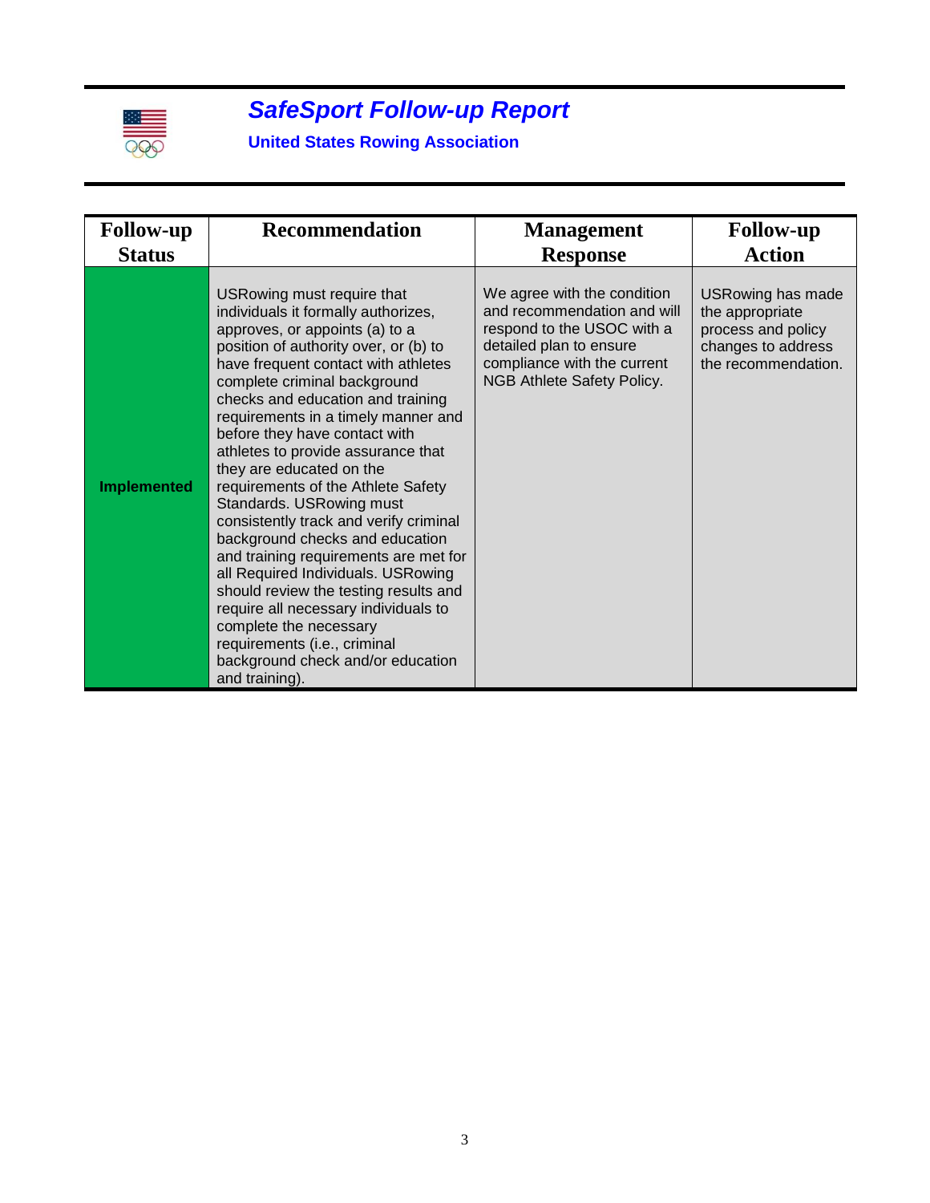# *SafeSport Follow-up Report*

**United States Rowing Association**

| Follow-up Status | Recommendation | Management Response | Follow-up Action |
|---|---|---|---|
| **Implemented** | USRowing must require that individuals it formally authorizes, approves, or appoints (a) to a position of authority over, or (b) to have frequent contact with athletes complete criminal background checks and education and training requirements in a timely manner and before they have contact with athletes to provide assurance that they are educated on the requirements of the Athlete Safety Standards. USRowing must consistently track and verify criminal background checks and education and training requirements are met for all Required Individuals. USRowing should review the testing results and require all necessary individuals to complete the necessary requirements (i.e., criminal background check and/or education and training). | We agree with the condition and recommendation and will respond to the USOC with a detailed plan to ensure compliance with the current NGB Athlete Safety Policy. | USRowing has made the appropriate process and policy changes to address the recommendation. |